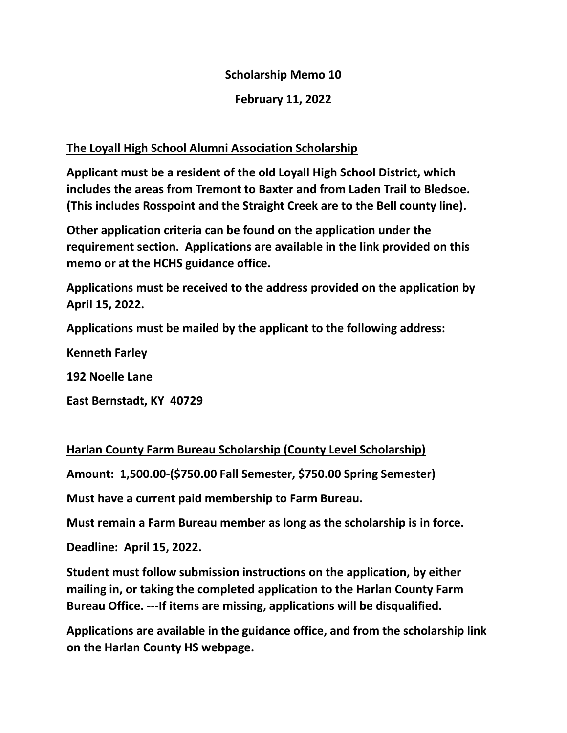**Scholarship Memo 10**

**February 11, 2022**

**The Loyall High School Alumni Association Scholarship**

**Applicant must be a resident of the old Loyall High School District, which includes the areas from Tremont to Baxter and from Laden Trail to Bledsoe. (This includes Rosspoint and the Straight Creek are to the Bell county line).**

**Other application criteria can be found on the application under the requirement section. Applications are available in the link provided on this memo or at the HCHS guidance office.**

**Applications must be received to the address provided on the application by April 15, 2022.**

**Applications must be mailed by the applicant to the following address:**

**Kenneth Farley**

**192 Noelle Lane**

**East Bernstadt, KY 40729**

**Harlan County Farm Bureau Scholarship (County Level Scholarship)**

**Amount: 1,500.00-($750.00 Fall Semester, $750.00 Spring Semester)**

**Must have a current paid membership to Farm Bureau.**

**Must remain a Farm Bureau member as long as the scholarship is in force.**

**Deadline: April 15, 2022.**

**Student must follow submission instructions on the application, by either mailing in, or taking the completed application to the Harlan County Farm Bureau Office. ---If items are missing, applications will be disqualified.**

**Applications are available in the guidance office, and from the scholarship link on the Harlan County HS webpage.**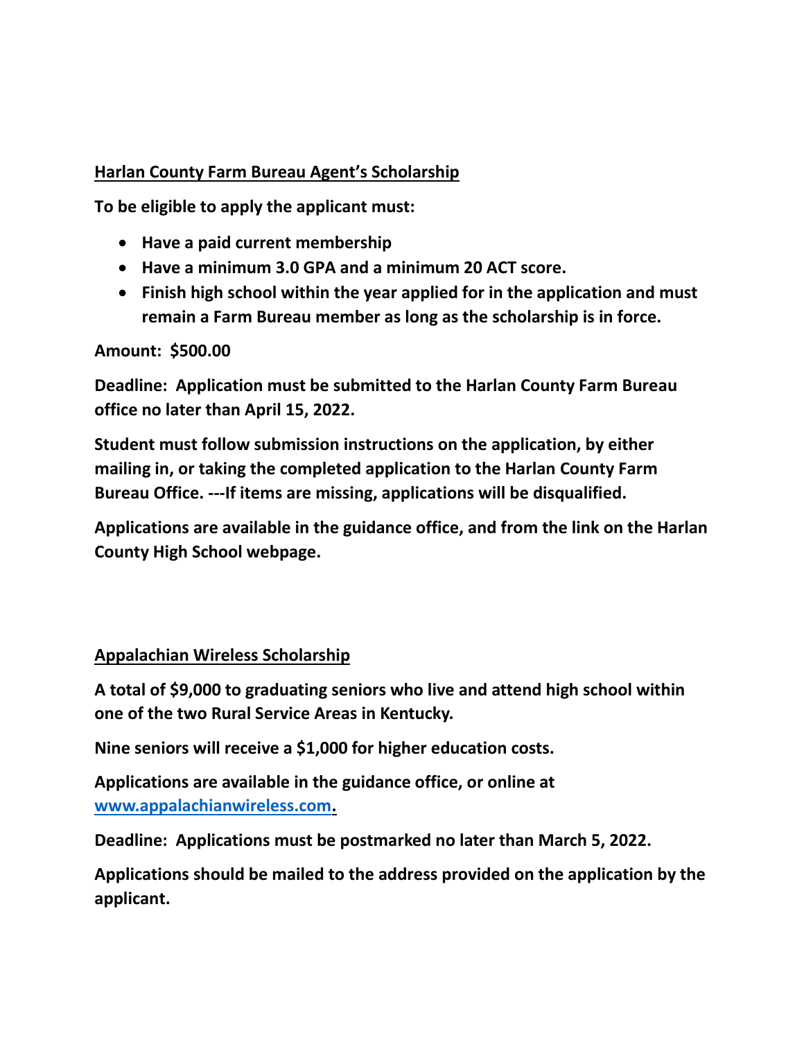## Harlan County Farm Bureau Agent's Scholarship

**To be eligible to apply the applicant must:**

- **Have a paid current membership**
- **Have a minimum 3.0 GPA and a minimum 20 ACT score.**
- **Finish high school within the year applied for in the application and must remain a Farm Bureau member as long as the scholarship is in force.**

**Amount: $500.00**

**Deadline: Application must be submitted to the Harlan County Farm Bureau office no later than April 15, 2022.**

**Student must follow submission instructions on the application, by either mailing in, or taking the completed application to the Harlan County Farm Bureau Office. ---If items are missing, applications will be disqualified.**

**Applications are available in the guidance office, and from the link on the Harlan County High School webpage.**

## Appalachian Wireless Scholarship

**A total of $9,000 to graduating seniors who live and attend high school within one of the two Rural Service Areas in Kentucky.**

**Nine seniors will receive a $1,000 for higher education costs.**

**Applications are available in the guidance office, or online at [www.appalachianwireless.com](http://www.appalachianwireless.com).**

**Deadline: Applications must be postmarked no later than March 5, 2022.**

**Applications should be mailed to the address provided on the application by the applicant.**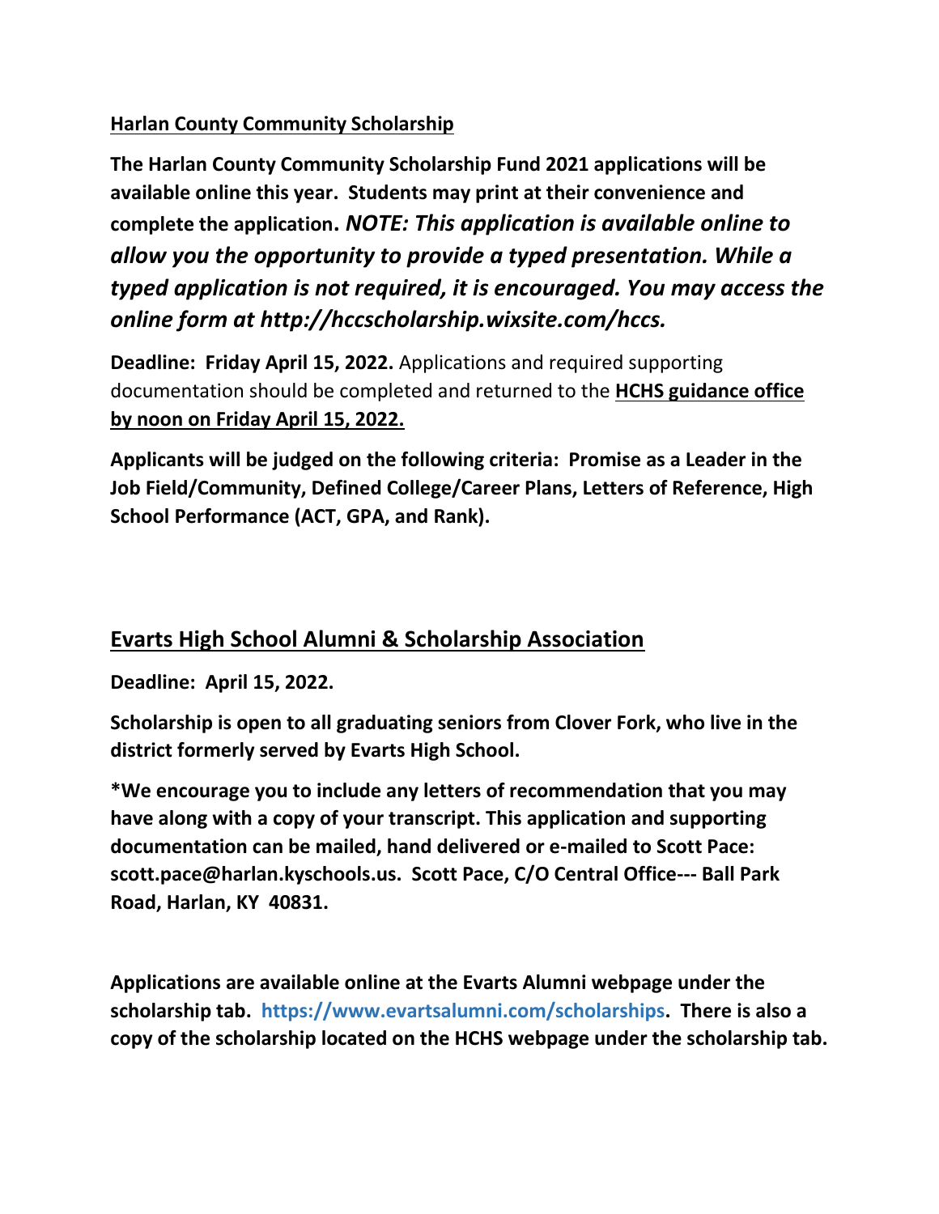## Harlan County Community Scholarship

**The Harlan County Community Scholarship Fund 2021 applications will be available online this year. Students may print at their convenience and complete the application.** ***NOTE: This application is available online to allow you the opportunity to provide a typed presentation. While a typed application is not required, it is encouraged. You may access the online form at http://hccscholarship.wixsite.com/hccs.***

**Deadline: Friday April 15, 2022.** Applications and required supporting documentation should be completed and returned to the **HCHS guidance office by noon on Friday April 15, 2022.**

**Applicants will be judged on the following criteria: Promise as a Leader in the Job Field/Community, Defined College/Career Plans, Letters of Reference, High School Performance (ACT, GPA, and Rank).**

## Evarts High School Alumni & Scholarship Association

**Deadline: April 15, 2022.**

**Scholarship is open to all graduating seniors from Clover Fork, who live in the district formerly served by Evarts High School.**

**\*We encourage you to include any letters of recommendation that you may have along with a copy of your transcript. This application and supporting documentation can be mailed, hand delivered or e-mailed to Scott Pace: scott.pace@harlan.kyschools.us. Scott Pace, C/O Central Office--- Ball Park Road, Harlan, KY 40831.**

**Applications are available online at the Evarts Alumni webpage under the scholarship tab. https://www.evartsalumni.com/scholarships. There is also a copy of the scholarship located on the HCHS webpage under the scholarship tab.**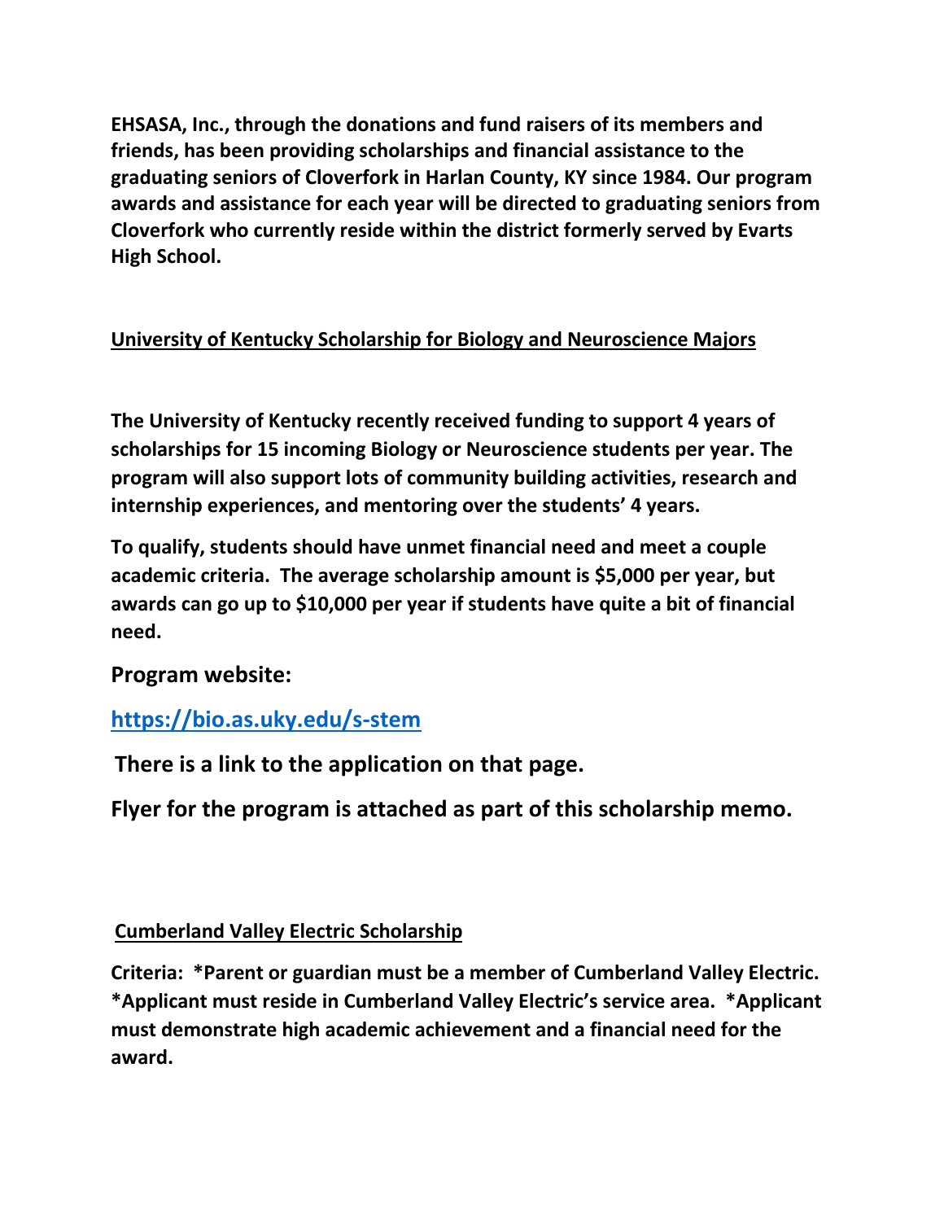**EHSASA, Inc., through the donations and fund raisers of its members and friends, has been providing scholarships and financial assistance to the graduating seniors of Cloverfork in Harlan County, KY since 1984. Our program awards and assistance for each year will be directed to graduating seniors from Cloverfork who currently reside within the district formerly served by Evarts High School.**

## University of Kentucky Scholarship for Biology and Neuroscience Majors

**The University of Kentucky recently received funding to support 4 years of scholarships for 15 incoming Biology or Neuroscience students per year. The program will also support lots of community building activities, research and internship experiences, and mentoring over the students' 4 years.**

**To qualify, students should have unmet financial need and meet a couple academic criteria. The average scholarship amount is $5,000 per year, but awards can go up to $10,000 per year if students have quite a bit of financial need.**

**Program website:**

**https://bio.as.uky.edu/s-stem**

**There is a link to the application on that page.**

**Flyer for the program is attached as part of this scholarship memo.**

## Cumberland Valley Electric Scholarship

**Criteria: *Parent or guardian must be a member of Cumberland Valley Electric. *Applicant must reside in Cumberland Valley Electric's service area. *Applicant must demonstrate high academic achievement and a financial need for the award.**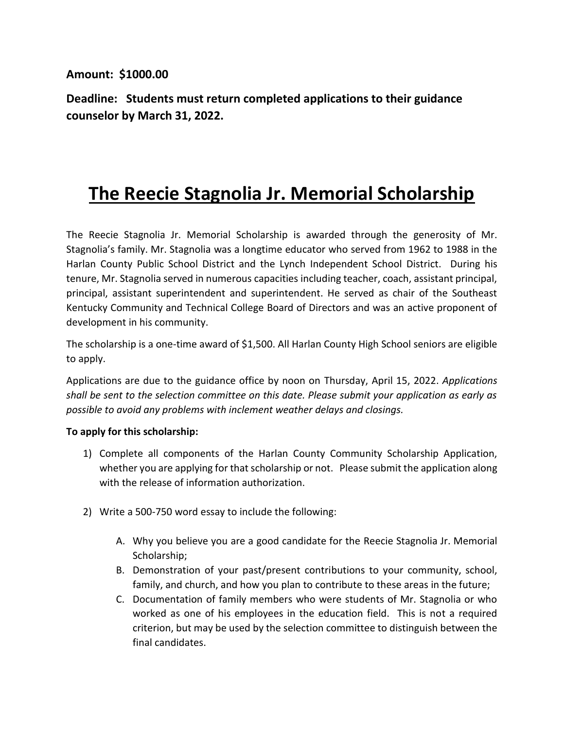**Amount: $1000.00**

**Deadline: Students must return completed applications to their guidance counselor by March 31, 2022.**

# The Reecie Stagnolia Jr. Memorial Scholarship

The Reecie Stagnolia Jr. Memorial Scholarship is awarded through the generosity of Mr. Stagnolia's family. Mr. Stagnolia was a longtime educator who served from 1962 to 1988 in the Harlan County Public School District and the Lynch Independent School District. During his tenure, Mr. Stagnolia served in numerous capacities including teacher, coach, assistant principal, principal, assistant superintendent and superintendent. He served as chair of the Southeast Kentucky Community and Technical College Board of Directors and was an active proponent of development in his community.

The scholarship is a one-time award of $1,500. All Harlan County High School seniors are eligible to apply.

Applications are due to the guidance office by noon on Thursday, April 15, 2022. *Applications shall be sent to the selection committee on this date. Please submit your application as early as possible to avoid any problems with inclement weather delays and closings.*

**To apply for this scholarship:**

1) Complete all components of the Harlan County Community Scholarship Application, whether you are applying for that scholarship or not. Please submit the application along with the release of information authorization.

2) Write a 500-750 word essay to include the following:

    A. Why you believe you are a good candidate for the Reecie Stagnolia Jr. Memorial Scholarship;
    B. Demonstration of your past/present contributions to your community, school, family, and church, and how you plan to contribute to these areas in the future;
    C. Documentation of family members who were students of Mr. Stagnolia or who worked as one of his employees in the education field. This is not a required criterion, but may be used by the selection committee to distinguish between the final candidates.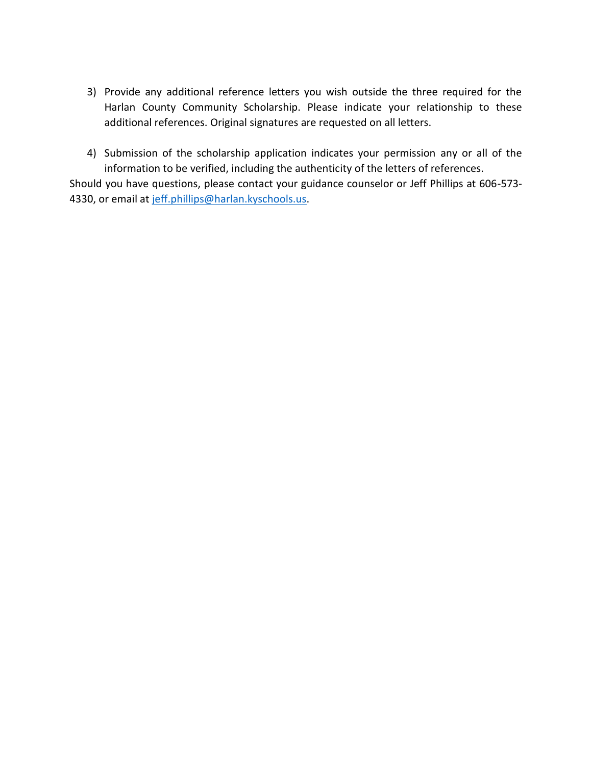3) Provide any additional reference letters you wish outside the three required for the Harlan County Community Scholarship. Please indicate your relationship to these additional references. Original signatures are requested on all letters.

4) Submission of the scholarship application indicates your permission any or all of the information to be verified, including the authenticity of the letters of references.

Should you have questions, please contact your guidance counselor or Jeff Phillips at 606-573-4330, or email at jeff.phillips@harlan.kyschools.us.